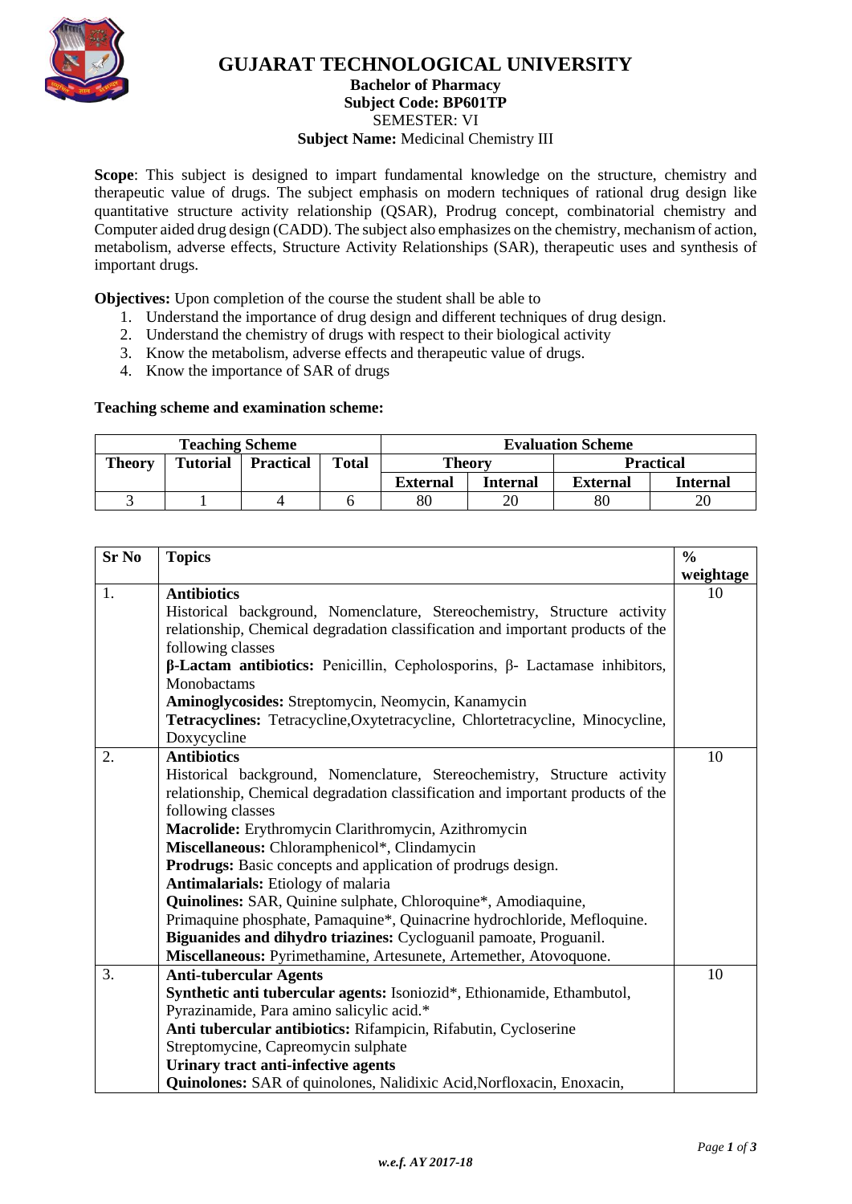# GUJARAT TECHNOLOGICAL UNIVERSITY

**Bachelor of Pharmacy**
**Subject Code: BP601TP**
SEMESTER: VI
**Subject Name:** Medicinal Chemistry III

**Scope**: This subject is designed to impart fundamental knowledge on the structure, chemistry and therapeutic value of drugs. The subject emphasis on modern techniques of rational drug design like quantitative structure activity relationship (QSAR), Prodrug concept, combinatorial chemistry and Computer aided drug design (CADD). The subject also emphasizes on the chemistry, mechanism of action, metabolism, adverse effects, Structure Activity Relationships (SAR), therapeutic uses and synthesis of important drugs.

**Objectives:** Upon completion of the course the student shall be able to

1. Understand the importance of drug design and different techniques of drug design.
2. Understand the chemistry of drugs with respect to their biological activity
3. Know the metabolism, adverse effects and therapeutic value of drugs.
4. Know the importance of SAR of drugs

**Teaching scheme and examination scheme:**

| Teaching Scheme | | | | Evaluation Scheme | | | |
|---|---|---|---|---|---|---|---|
| Theory | Tutorial | Practical | Total | Theory | | Practical | |
| | | | | External | Internal | External | Internal |
| 3 | 1 | 4 | 6 | 80 | 20 | 80 | 20 |

| Sr No | Topics | % weightage |
|---|---|---|
| 1. | **Antibiotics**<br>Historical background, Nomenclature, Stereochemistry, Structure activity relationship, Chemical degradation classification and important products of the following classes<br>**β-Lactam antibiotics:** Penicillin, Cepholosporins, β- Lactamase inhibitors, Monobactams<br>**Aminoglycosides:** Streptomycin, Neomycin, Kanamycin<br>**Tetracyclines:** Tetracycline,Oxytetracycline, Chlortetracycline, Minocycline, Doxycycline | 10 |
| 2. | **Antibiotics**<br>Historical background, Nomenclature, Stereochemistry, Structure activity relationship, Chemical degradation classification and important products of the following classes<br>**Macrolide:** Erythromycin Clarithromycin, Azithromycin<br>**Miscellaneous:** Chloramphenicol*, Clindamycin<br>**Prodrugs:** Basic concepts and application of prodrugs design.<br>**Antimalarials:** Etiology of malaria<br>**Quinolines:** SAR, Quinine sulphate, Chloroquine*, Amodiaquine, Primaquine phosphate, Pamaquine*, Quinacrine hydrochloride, Mefloquine.<br>**Biguanides and dihydro triazines:** Cycloguanil pamoate, Proguanil.<br>**Miscellaneous:** Pyrimethamine, Artesunete, Artemether, Atovoquone. | 10 |
| 3. | **Anti-tubercular Agents**<br>**Synthetic anti tubercular agents:** Isoniozid*, Ethionamide, Ethambutol, Pyrazinamide, Para amino salicylic acid.*<br>**Anti tubercular antibiotics:** Rifampicin, Rifabutin, Cycloserine Streptomycine, Capreomycin sulphate<br>**Urinary tract anti-infective agents**<br>**Quinolones:** SAR of quinolones, Nalidixic Acid,Norfloxacin, Enoxacin, | 10 |

*w.e.f. AY 2017-18*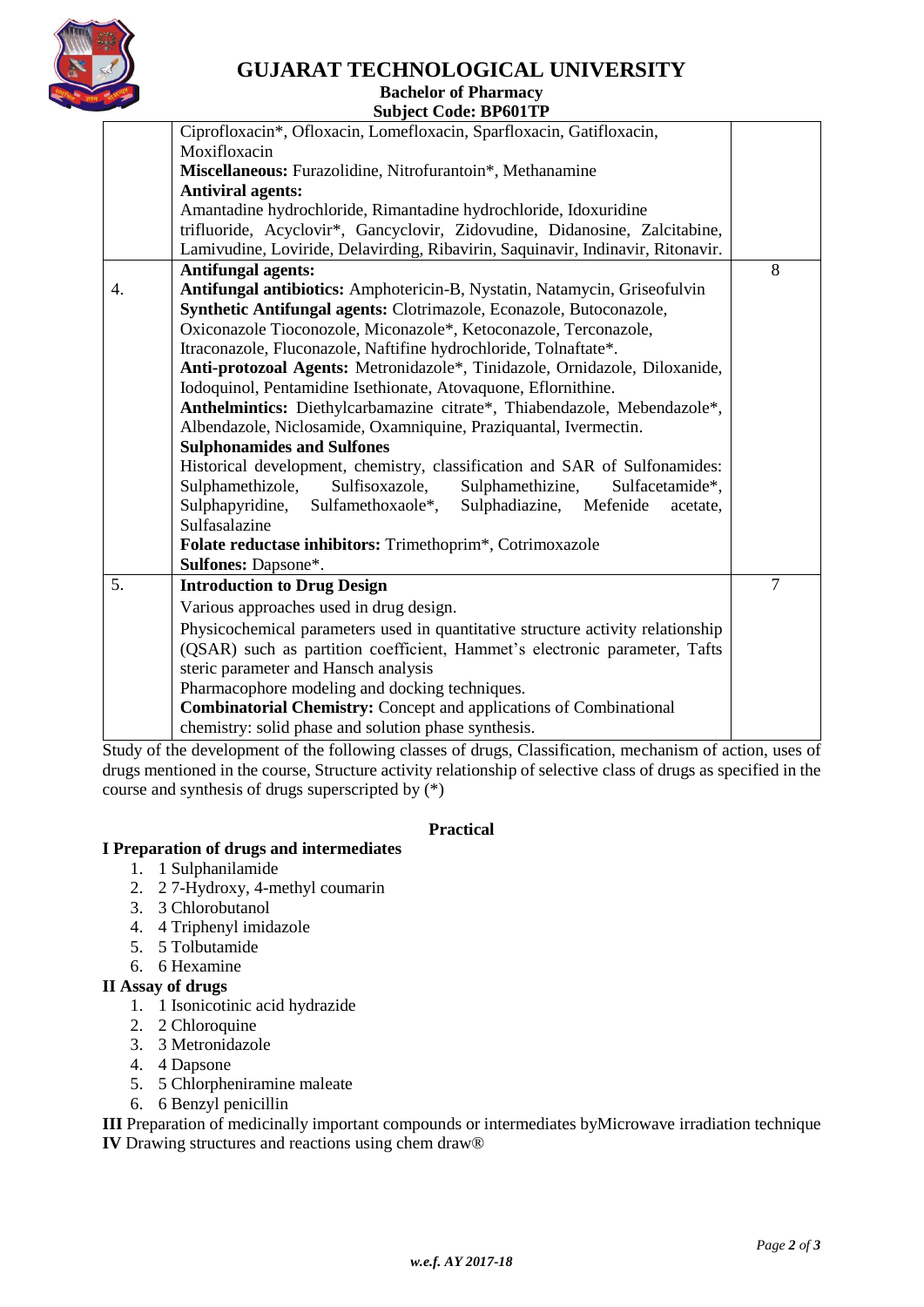| | | |
|---|---|---|
| | Ciprofloxacin*, Ofloxacin, Lomefloxacin, Sparfloxacin, Gatifloxacin, Moxifloxacin<br>**Miscellaneous:** Furazolidine, Nitrofurantoin*, Methanamine<br>**Antiviral agents:**<br>Amantadine hydrochloride, Rimantadine hydrochloride, Idoxuridine trifluoride, Acyclovir*, Gancyclovir, Zidovudine, Didanosine, Zalcitabine, Lamivudine, Loviride, Delavirding, Ribavirin, Saquinavir, Indinavir, Ritonavir. | |
| 4. | **Antifungal agents:**<br>**Antifungal antibiotics:** Amphotericin-B, Nystatin, Natamycin, Griseofulvin<br>**Synthetic Antifungal agents:** Clotrimazole, Econazole, Butoconazole, Oxiconazole Tioconozole, Miconazole*, Ketoconazole, Terconazole, Itraconazole, Fluconazole, Naftifine hydrochloride, Tolnaftate*.<br>**Anti-protozoal Agents:** Metronidazole*, Tinidazole, Ornidazole, Diloxanide, Iodoquinol, Pentamidine Isethionate, Atovaquone, Eflornithine.<br>**Anthelmintics:** Diethylcarbamazine citrate*, Thiabendazole, Mebendazole*, Albendazole, Niclosamide, Oxamniquine, Praziquantal, Ivermectin.<br>**Sulphonamides and Sulfones**<br>Historical development, chemistry, classification and SAR of Sulfonamides: Sulphamethizole, Sulfisoxazole, Sulphamethizine, Sulfacetamide*, Sulphapyridine, Sulfamethoxaole*, Sulphadiazine, Mefenide acetate, Sulfasalazine<br>**Folate reductase inhibitors:** Trimethoprim*, Cotrimoxazole<br>**Sulfones:** Dapsone*. | 8 |
| 5. | **Introduction to Drug Design**<br>Various approaches used in drug design.<br>Physicochemical parameters used in quantitative structure activity relationship (QSAR) such as partition coefficient, Hammet's electronic parameter, Tafts steric parameter and Hansch analysis<br>Pharmacophore modeling and docking techniques.<br>**Combinatorial Chemistry:** Concept and applications of Combinational chemistry: solid phase and solution phase synthesis. | 7 |

Study of the development of the following classes of drugs, Classification, mechanism of action, uses of drugs mentioned in the course, Structure activity relationship of selective class of drugs as specified in the course and synthesis of drugs superscripted by (*)

## Practical

**I Preparation of drugs and intermediates**

1. 1 Sulphanilamide
2. 2 7-Hydroxy, 4-methyl coumarin
3. 3 Chlorobutanol
4. 4 Triphenyl imidazole
5. 5 Tolbutamide
6. 6 Hexamine

**II Assay of drugs**

1. 1 Isonicotinic acid hydrazide
2. 2 Chloroquine
3. 3 Metronidazole
4. 4 Dapsone
5. 5 Chlorpheniramine maleate
6. 6 Benzyl penicillin

**III** Preparation of medicinally important compounds or intermediates byMicrowave irradiation technique

**IV** Drawing structures and reactions using chem draw®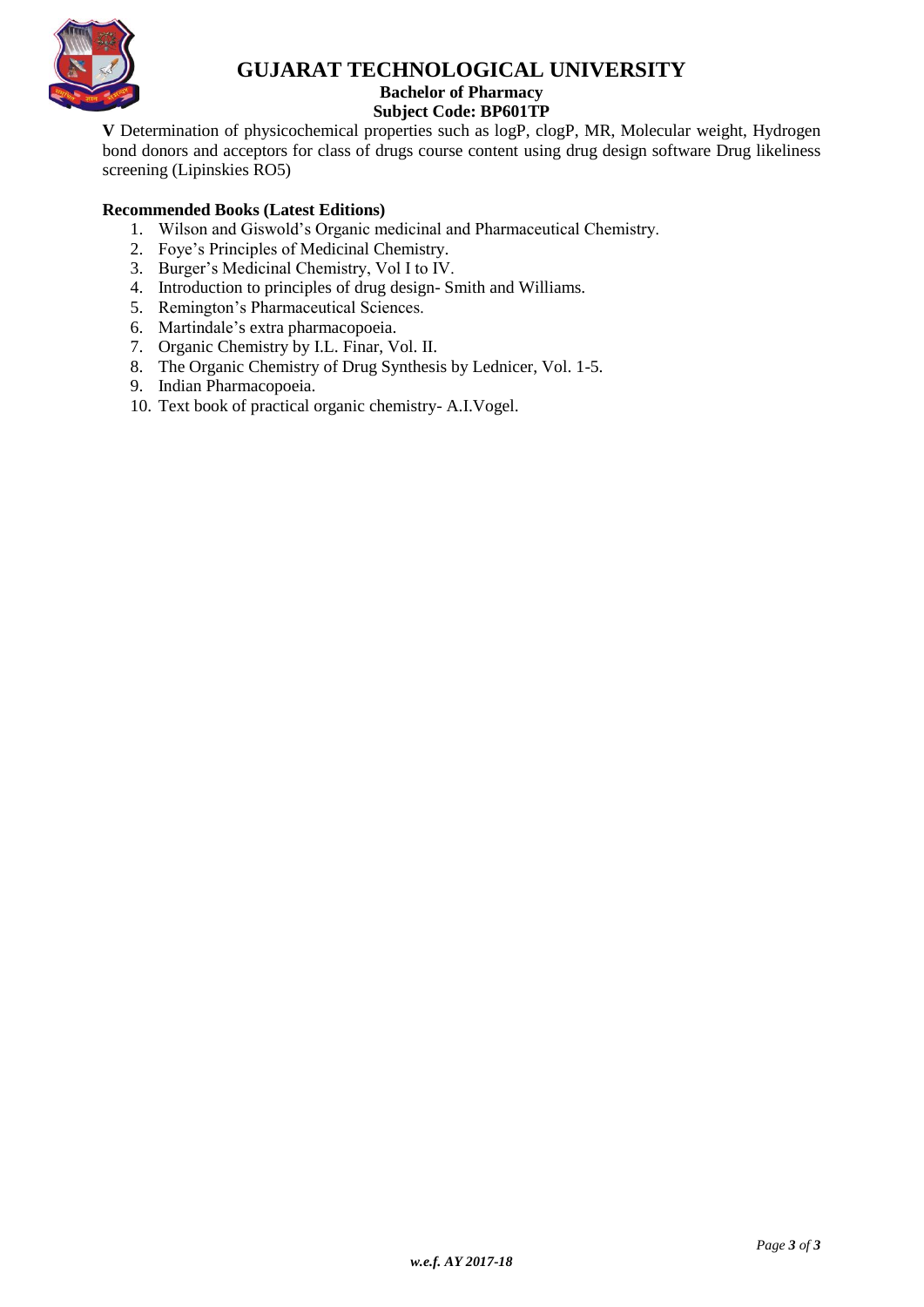**V** Determination of physicochemical properties such as logP, clogP, MR, Molecular weight, Hydrogen bond donors and acceptors for class of drugs course content using drug design software Drug likeliness screening (Lipinskies RO5)

**Recommended Books (Latest Editions)**

1. Wilson and Giswold's Organic medicinal and Pharmaceutical Chemistry.
2. Foye's Principles of Medicinal Chemistry.
3. Burger's Medicinal Chemistry, Vol I to IV.
4. Introduction to principles of drug design- Smith and Williams.
5. Remington's Pharmaceutical Sciences.
6. Martindale's extra pharmacopoeia.
7. Organic Chemistry by I.L. Finar, Vol. II.
8. The Organic Chemistry of Drug Synthesis by Lednicer, Vol. 1-5.
9. Indian Pharmacopoeia.
10. Text book of practical organic chemistry- A.I.Vogel.